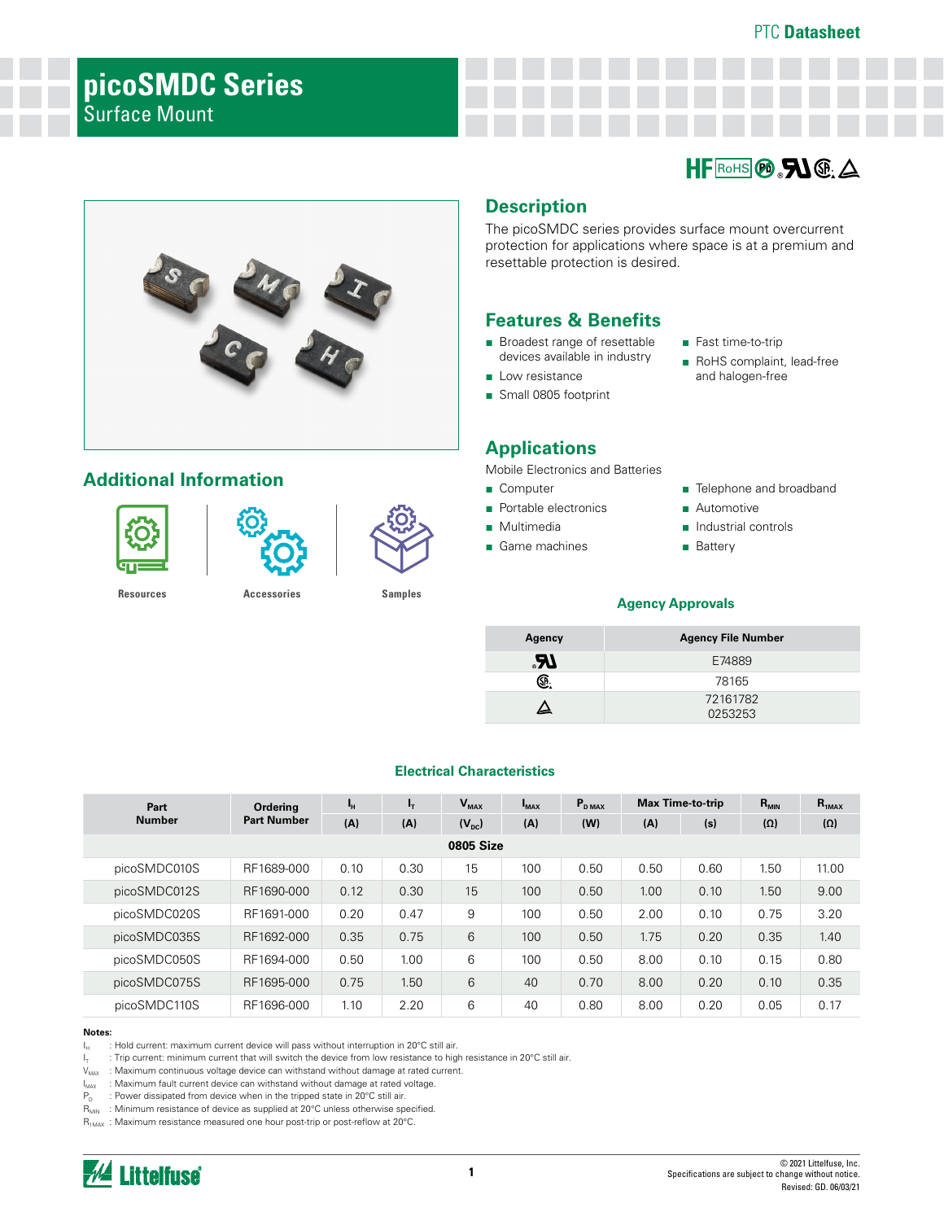PTC Datasheet

# picoSMDC Series

Surface Mount

## Description

The picoSMDC series provides surface mount overcurrent protection for applications where space is at a premium and resettable protection is desired.

## Features & Benefits

- Broadest range of resettable devices available in industry
- Low resistance
- Small 0805 footprint
- Fast time-to-trip
- RoHS complaint, lead-free and halogen-free

## Applications

Mobile Electronics and Batteries

- Computer
- Portable electronics
- Multimedia
- Game machines
- Telephone and broadband
- Automotive
- Industrial controls
- Battery

## Additional Information

Resources | Accessories | Samples

### Agency Approvals

| Agency | Agency File Number |
|---|---|
| UR | E74889 |
| CSA | 78165 |
| TÜV | 72161782<br>0253253 |

### Electrical Characteristics

| Part Number | Ordering Part Number | $I_H$ | $I_T$ | $V_{MAX}$ | $I_{MAX}$ | $P_{D\ MAX}$ | Max Time-to-trip | | $R_{MIN}$ | $R_{1MAX}$ |
|---|---|---|---|---|---|---|---|---|---|---|
| | | (A) | (A) | ($V_{DC}$) | (A) | (W) | (A) | (s) | (Ω) | (Ω) |
| **0805 Size** | | | | | | | | | | |
| picoSMDC010S | RF1689-000 | 0.10 | 0.30 | 15 | 100 | 0.50 | 0.50 | 0.60 | 1.50 | 11.00 |
| picoSMDC012S | RF1690-000 | 0.12 | 0.30 | 15 | 100 | 0.50 | 1.00 | 0.10 | 1.50 | 9.00 |
| picoSMDC020S | RF1691-000 | 0.20 | 0.47 | 9 | 100 | 0.50 | 2.00 | 0.10 | 0.75 | 3.20 |
| picoSMDC035S | RF1692-000 | 0.35 | 0.75 | 6 | 100 | 0.50 | 1.75 | 0.20 | 0.35 | 1.40 |
| picoSMDC050S | RF1694-000 | 0.50 | 1.00 | 6 | 100 | 0.50 | 8.00 | 0.10 | 0.15 | 0.80 |
| picoSMDC075S | RF1695-000 | 0.75 | 1.50 | 6 | 40 | 0.70 | 8.00 | 0.20 | 0.10 | 0.35 |
| picoSMDC110S | RF1696-000 | 1.10 | 2.20 | 6 | 40 | 0.80 | 8.00 | 0.20 | 0.05 | 0.17 |

**Notes:**

$I_H$ : Hold current: maximum current device will pass without interruption in 20°C still air.

$I_T$ : Trip current: minimum current that will switch the device from low resistance to high resistance in 20°C still air.

$V_{MAX}$ : Maximum continuous voltage device can withstand without damage at rated current.

$I_{MAX}$ : Maximum fault current device can withstand without damage at rated voltage.

$P_D$ : Power dissipated from device when in the tripped state in 20°C still air.

$R_{MIN}$ : Minimum resistance of device as supplied at 20°C unless otherwise specified.

$R_{1MAX}$ : Maximum resistance measured one hour post-trip or post-reflow at 20°C.

© 2021 Littelfuse, Inc.
Specifications are subject to change without notice.
Revised: GD. 06/03/21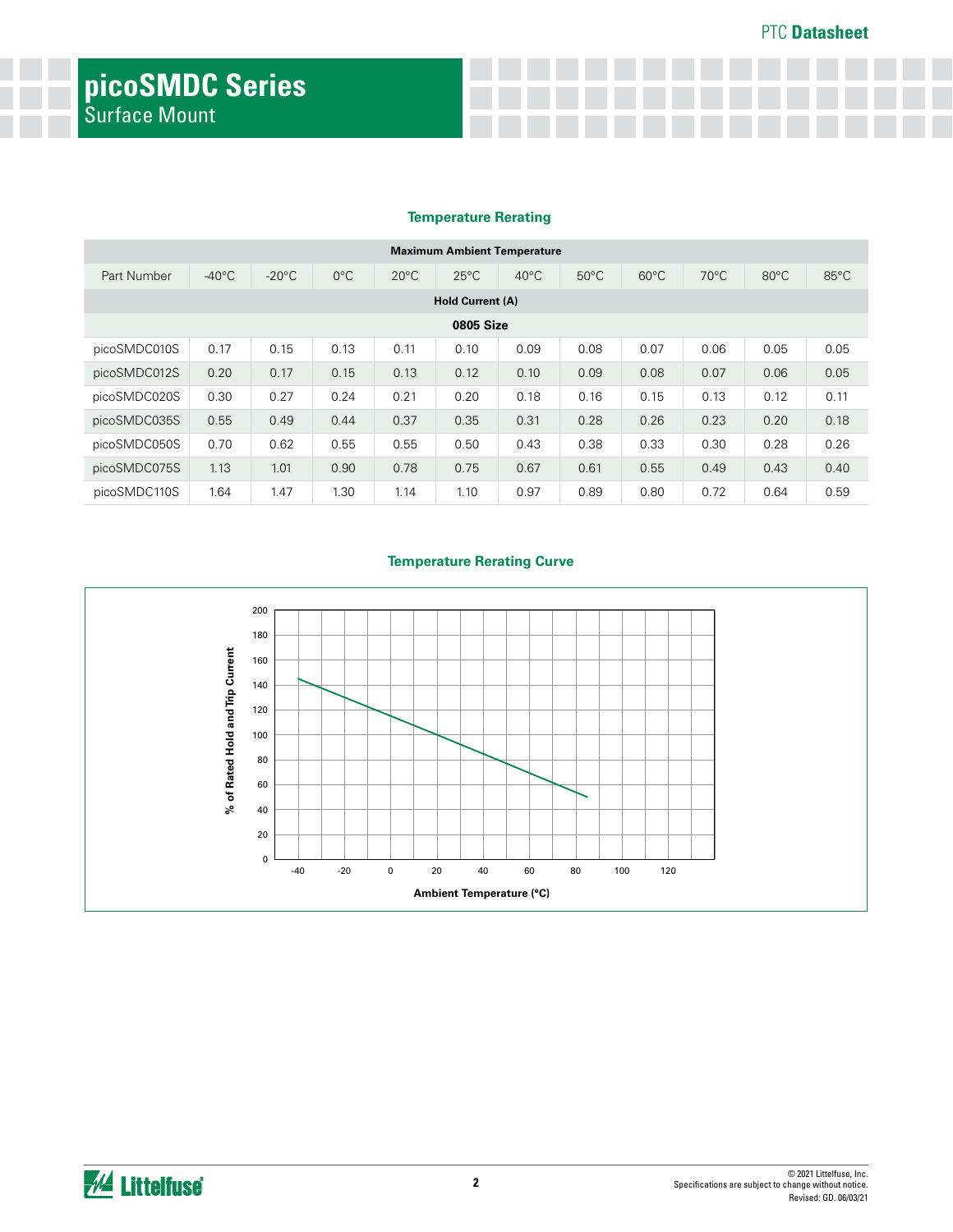## picoSMDC Series
Surface Mount

### Temperature Rerating

| Maximum Ambient Temperature | | | | | | | | | | | |
|---|---|---|---|---|---|---|---|---|---|---|---|
| Part Number | -40°C | -20°C | 0°C | 20°C | 25°C | 40°C | 50°C | 60°C | 70°C | 80°C | 85°C |
| **Hold Current (A)** | | | | | | | | | | | |
| **0805 Size** | | | | | | | | | | | |
| picoSMDC010S | 0.17 | 0.15 | 0.13 | 0.11 | 0.10 | 0.09 | 0.08 | 0.07 | 0.06 | 0.05 | 0.05 |
| picoSMDC012S | 0.20 | 0.17 | 0.15 | 0.13 | 0.12 | 0.10 | 0.09 | 0.08 | 0.07 | 0.06 | 0.05 |
| picoSMDC020S | 0.30 | 0.27 | 0.24 | 0.21 | 0.20 | 0.18 | 0.16 | 0.15 | 0.13 | 0.12 | 0.11 |
| picoSMDC035S | 0.55 | 0.49 | 0.44 | 0.37 | 0.35 | 0.31 | 0.28 | 0.26 | 0.23 | 0.20 | 0.18 |
| picoSMDC050S | 0.70 | 0.62 | 0.55 | 0.55 | 0.50 | 0.43 | 0.38 | 0.33 | 0.30 | 0.28 | 0.26 |
| picoSMDC075S | 1.13 | 1.01 | 0.90 | 0.78 | 0.75 | 0.67 | 0.61 | 0.55 | 0.49 | 0.43 | 0.40 |
| picoSMDC110S | 1.64 | 1.47 | 1.30 | 1.14 | 1.10 | 0.97 | 0.89 | 0.80 | 0.72 | 0.64 | 0.59 |

### Temperature Rerating Curve

% of Rated Hold and Trip Current (0–200) vs. Ambient Temperature (°C) (-40 to 120)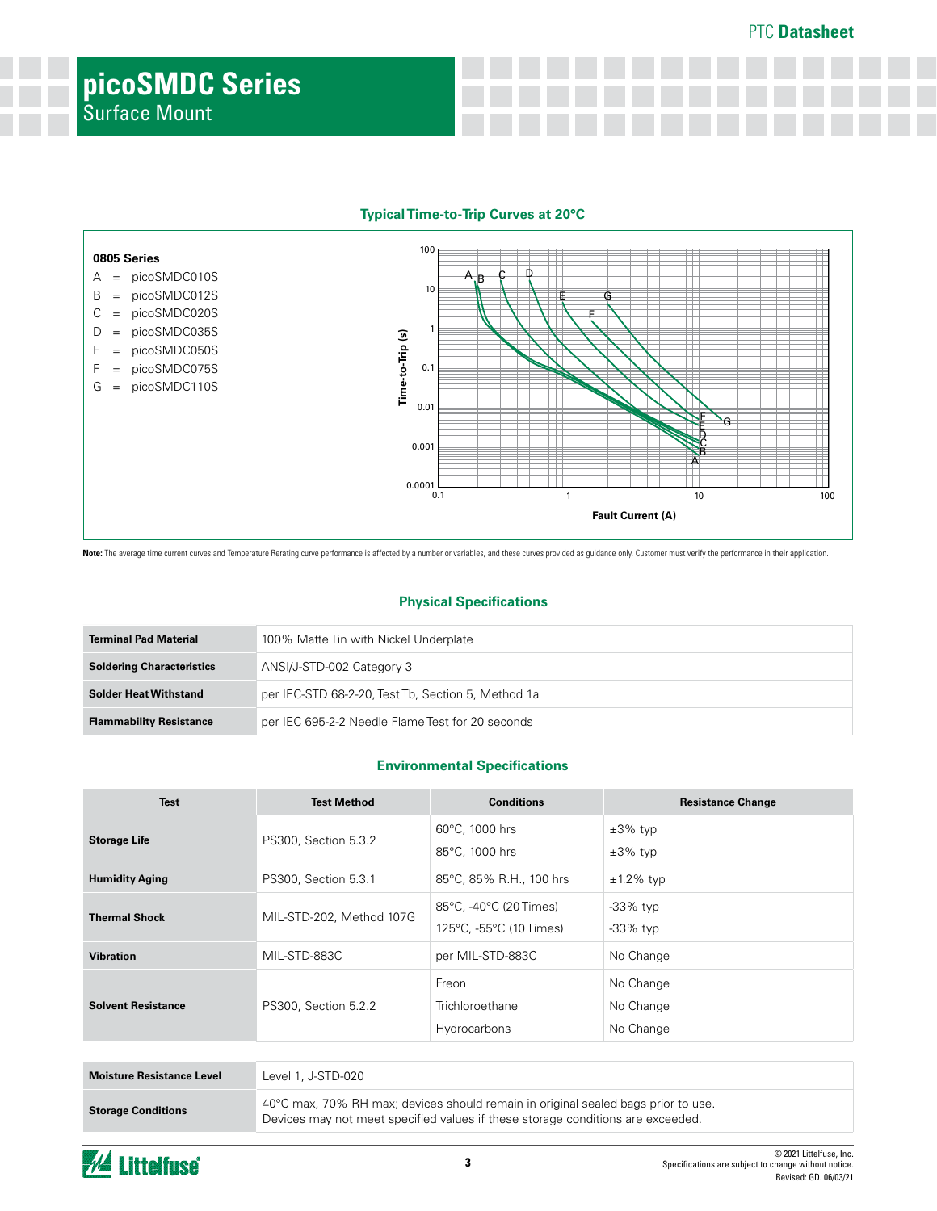# picoSMDC Series

Surface Mount

### Typical Time-to-Trip Curves at 20°C

**0805 Series**

A = picoSMDC010S
B = picoSMDC012S
C = picoSMDC020S
D = picoSMDC035S
E = picoSMDC050S
F = picoSMDC075S
G = picoSMDC110S

Time-to-Trip (s)

Fault Current (A)

**Note:** The average time current curves and Temperature Rerating curve performance is affected by a number or variables, and these curves provided as guidance only. Customer must verify the performance in their application.

### Physical Specifications

| | |
|---|---|
| **Terminal Pad Material** | 100% Matte Tin with Nickel Underplate |
| **Soldering Characteristics** | ANSI/J-STD-002 Category 3 |
| **Solder Heat Withstand** | per IEC-STD 68-2-20, Test Tb, Section 5, Method 1a |
| **Flammability Resistance** | per IEC 695-2-2 Needle Flame Test for 20 seconds |

### Environmental Specifications

| Test | Test Method | Conditions | Resistance Change |
|---|---|---|---|
| **Storage Life** | PS300, Section 5.3.2 | 60°C, 1000 hrs<br>85°C, 1000 hrs | ±3% typ<br>±3% typ |
| **Humidity Aging** | PS300, Section 5.3.1 | 85°C, 85% R.H., 100 hrs | ±1.2% typ |
| **Thermal Shock** | MIL-STD-202, Method 107G | 85°C, -40°C (20 Times)<br>125°C, -55°C (10 Times) | -33% typ<br>-33% typ |
| **Vibration** | MIL-STD-883C | per MIL-STD-883C | No Change |
| **Solvent Resistance** | PS300, Section 5.2.2 | Freon<br>Trichloroethane<br>Hydrocarbons | No Change<br>No Change<br>No Change |

| | |
|---|---|
| **Moisture Resistance Level** | Level 1, J-STD-020 |
| **Storage Conditions** | 40°C max, 70% RH max; devices should remain in original sealed bags prior to use. Devices may not meet specified values if these storage conditions are exceeded. |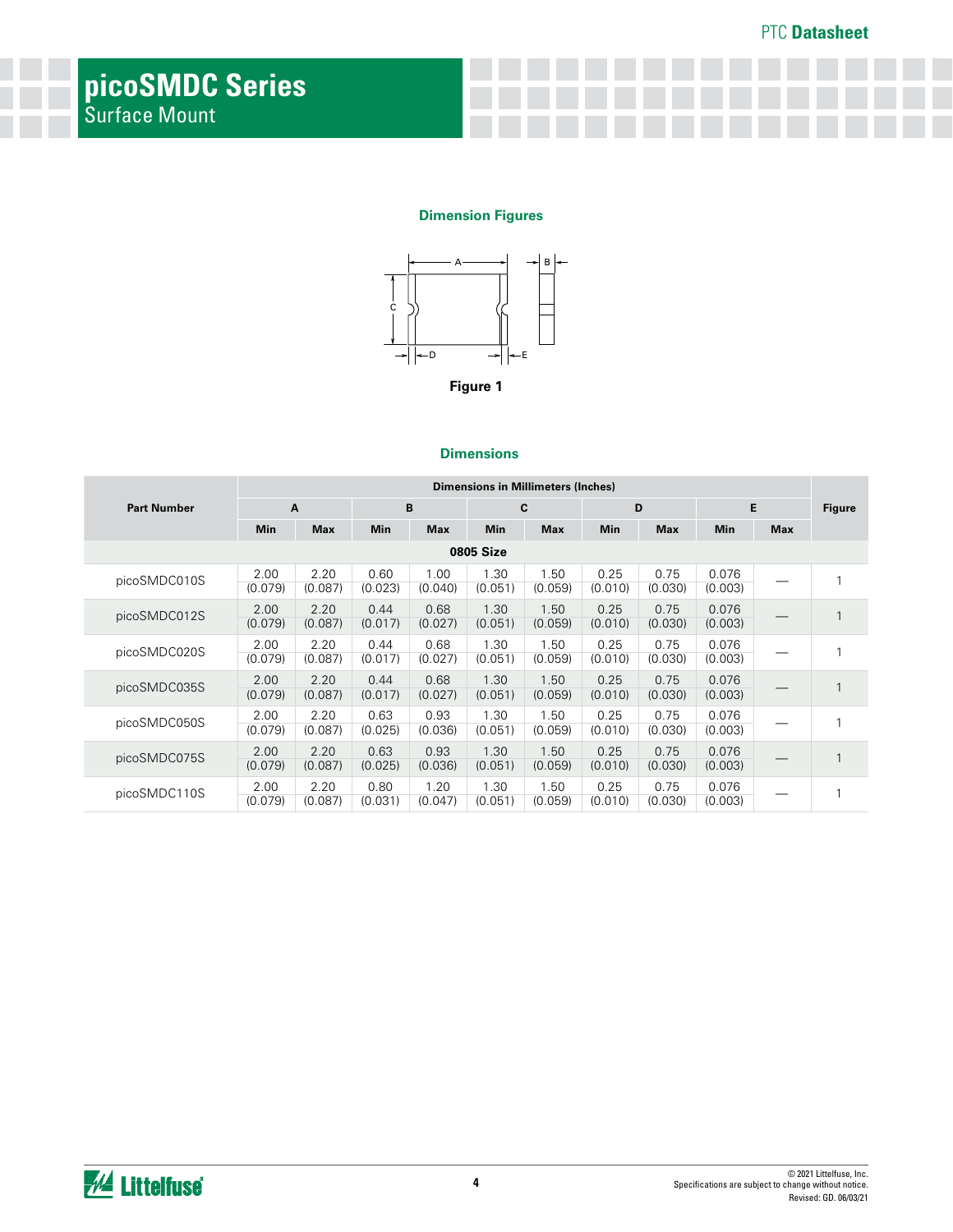# picoSMDC Series
Surface Mount

## Dimension Figures

Figure 1

## Dimensions

| Part Number | Dimensions in Millimeters (Inches) | | | | | | | | | | Figure |
|---|---|---|---|---|---|---|---|---|---|---|---|
| | A | | B | | C | | D | | E | | |
| | Min | Max | Min | Max | Min | Max | Min | Max | Min | Max | |
| **0805 Size** | | | | | | | | | | | |
| picoSMDC010S | 2.00 (0.079) | 2.20 (0.087) | 0.60 (0.023) | 1.00 (0.040) | 1.30 (0.051) | 1.50 (0.059) | 0.25 (0.010) | 0.75 (0.030) | 0.076 (0.003) | — | 1 |
| picoSMDC012S | 2.00 (0.079) | 2.20 (0.087) | 0.44 (0.017) | 0.68 (0.027) | 1.30 (0.051) | 1.50 (0.059) | 0.25 (0.010) | 0.75 (0.030) | 0.076 (0.003) | — | 1 |
| picoSMDC020S | 2.00 (0.079) | 2.20 (0.087) | 0.44 (0.017) | 0.68 (0.027) | 1.30 (0.051) | 1.50 (0.059) | 0.25 (0.010) | 0.75 (0.030) | 0.076 (0.003) | — | 1 |
| picoSMDC035S | 2.00 (0.079) | 2.20 (0.087) | 0.44 (0.017) | 0.68 (0.027) | 1.30 (0.051) | 1.50 (0.059) | 0.25 (0.010) | 0.75 (0.030) | 0.076 (0.003) | — | 1 |
| picoSMDC050S | 2.00 (0.079) | 2.20 (0.087) | 0.63 (0.025) | 0.93 (0.036) | 1.30 (0.051) | 1.50 (0.059) | 0.25 (0.010) | 0.75 (0.030) | 0.076 (0.003) | — | 1 |
| picoSMDC075S | 2.00 (0.079) | 2.20 (0.087) | 0.63 (0.025) | 0.93 (0.036) | 1.30 (0.051) | 1.50 (0.059) | 0.25 (0.010) | 0.75 (0.030) | 0.076 (0.003) | — | 1 |
| picoSMDC110S | 2.00 (0.079) | 2.20 (0.087) | 0.80 (0.031) | 1.20 (0.047) | 1.30 (0.051) | 1.50 (0.059) | 0.25 (0.010) | 0.75 (0.030) | 0.076 (0.003) | — | 1 |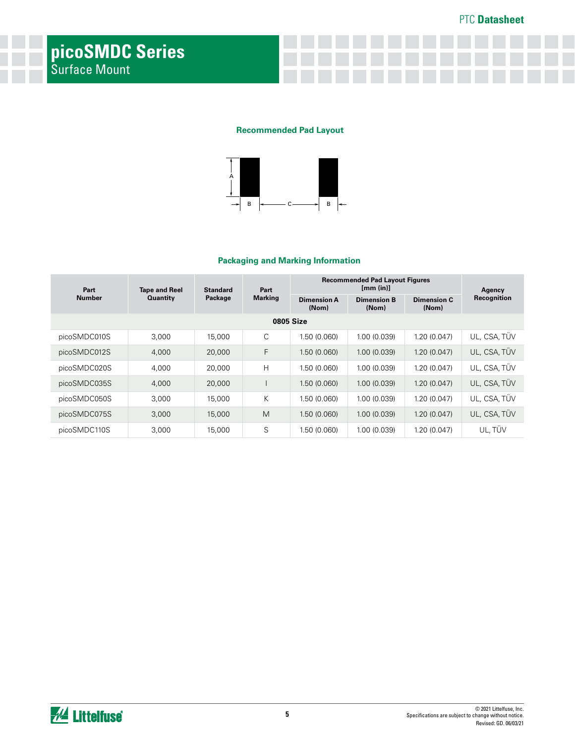# picoSMDC Series

Surface Mount

### Recommended Pad Layout

A

B C B

### Packaging and Marking Information

| Part Number | Tape and Reel Quantity | Standard Package | Part Marking | Recommended Pad Layout Figures [mm (in)] | | | Agency Recognition |
|---|---|---|---|---|---|---|---|
| | | | | Dimension A (Nom) | Dimension B (Nom) | Dimension C (Nom) | |
| **0805 Size** | | | | | | | |
| picoSMDC010S | 3,000 | 15,000 | C | 1.50 (0.060) | 1.00 (0.039) | 1.20 (0.047) | UL, CSA, TÜV |
| picoSMDC012S | 4,000 | 20,000 | F | 1.50 (0.060) | 1.00 (0.039) | 1.20 (0.047) | UL, CSA, TÜV |
| picoSMDC020S | 4,000 | 20,000 | H | 1.50 (0.060) | 1.00 (0.039) | 1.20 (0.047) | UL, CSA, TÜV |
| picoSMDC035S | 4,000 | 20,000 | I | 1.50 (0.060) | 1.00 (0.039) | 1.20 (0.047) | UL, CSA, TÜV |
| picoSMDC050S | 3,000 | 15,000 | K | 1.50 (0.060) | 1.00 (0.039) | 1.20 (0.047) | UL, CSA, TÜV |
| picoSMDC075S | 3,000 | 15,000 | M | 1.50 (0.060) | 1.00 (0.039) | 1.20 (0.047) | UL, CSA, TÜV |
| picoSMDC110S | 3,000 | 15,000 | S | 1.50 (0.060) | 1.00 (0.039) | 1.20 (0.047) | UL, TÜV |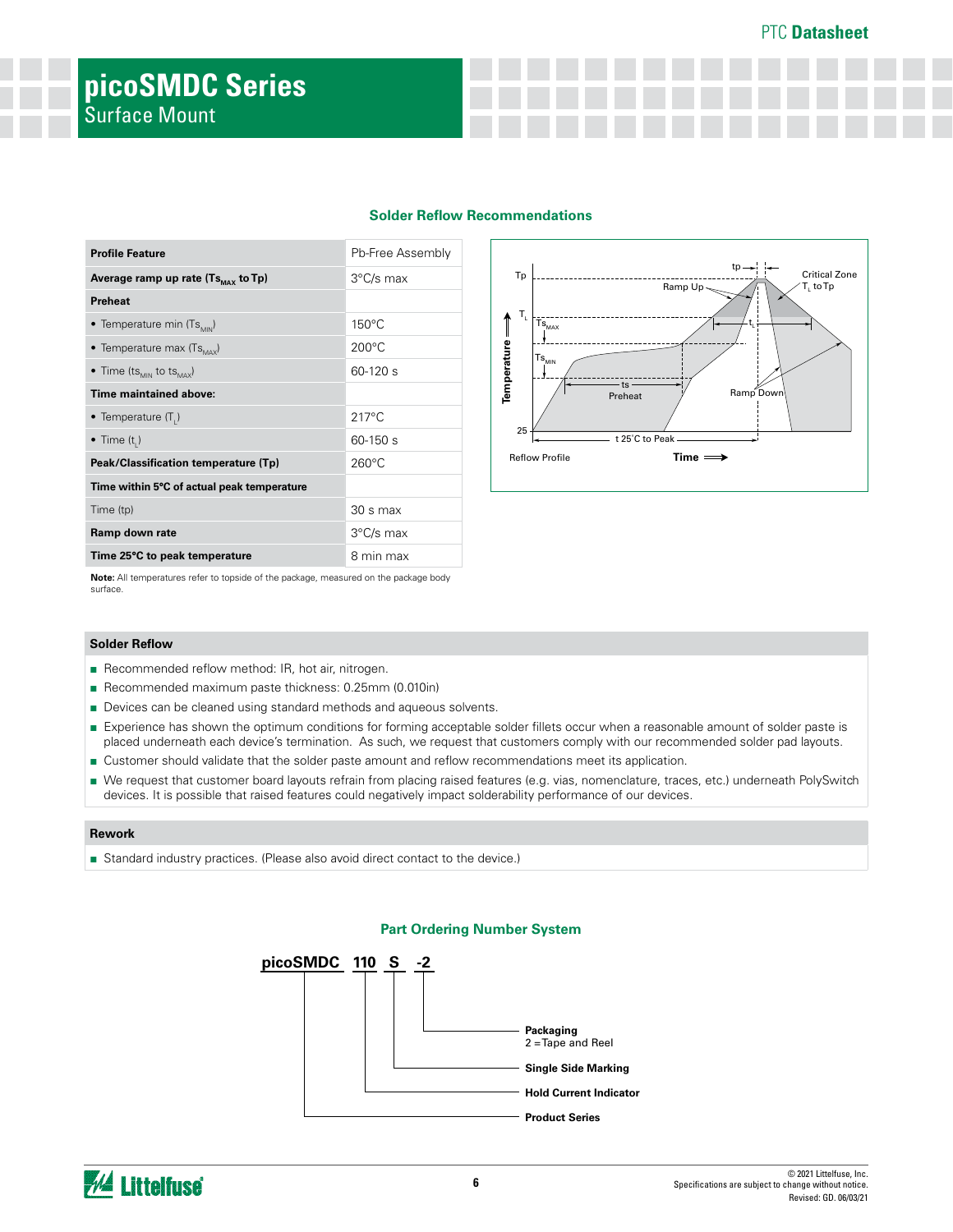# picoSMDC Series

Surface Mount

## Solder Reflow Recommendations

| Profile Feature | Pb-Free Assembly |
|---|---|
| **Average ramp up rate ($Ts_{MAX}$ to Tp)** | 3°C/s max |
| **Preheat** | |
| • Temperature min ($Ts_{MIN}$) | 150°C |
| • Temperature max ($Ts_{MAX}$) | 200°C |
| • Time ($ts_{MIN}$ to $ts_{MAX}$) | 60-120 s |
| **Time maintained above:** | |
| • Temperature ($T_L$) | 217°C |
| • Time ($t_L$) | 60-150 s |
| **Peak/Classification temperature (Tp)** | 260°C |
| **Time within 5°C of actual peak temperature** | |
| Time (tp) | 30 s max |
| **Ramp down rate** | 3°C/s max |
| **Time 25°C to peak temperature** | 8 min max |

**Note:** All temperatures refer to topside of the package, measured on the package body surface.

Reflow Profile

## Solder Reflow

- Recommended reflow method: IR, hot air, nitrogen.
- Recommended maximum paste thickness: 0.25mm (0.010in)
- Devices can be cleaned using standard methods and aqueous solvents.
- Experience has shown the optimum conditions for forming acceptable solder fillets occur when a reasonable amount of solder paste is placed underneath each device's termination. As such, we request that customers comply with our recommended solder pad layouts.
- Customer should validate that the solder paste amount and reflow recommendations meet its application.
- We request that customer board layouts refrain from placing raised features (e.g. vias, nomenclature, traces, etc.) underneath PolySwitch devices. It is possible that raised features could negatively impact solderability performance of our devices.

## Rework

- Standard industry practices. (Please also avoid direct contact to the device.)

## Part Ordering Number System

**picoSMDC 110 S -2**

- **Packaging**: 2 = Tape and Reel
- **Single Side Marking**
- **Hold Current Indicator**
- **Product Series**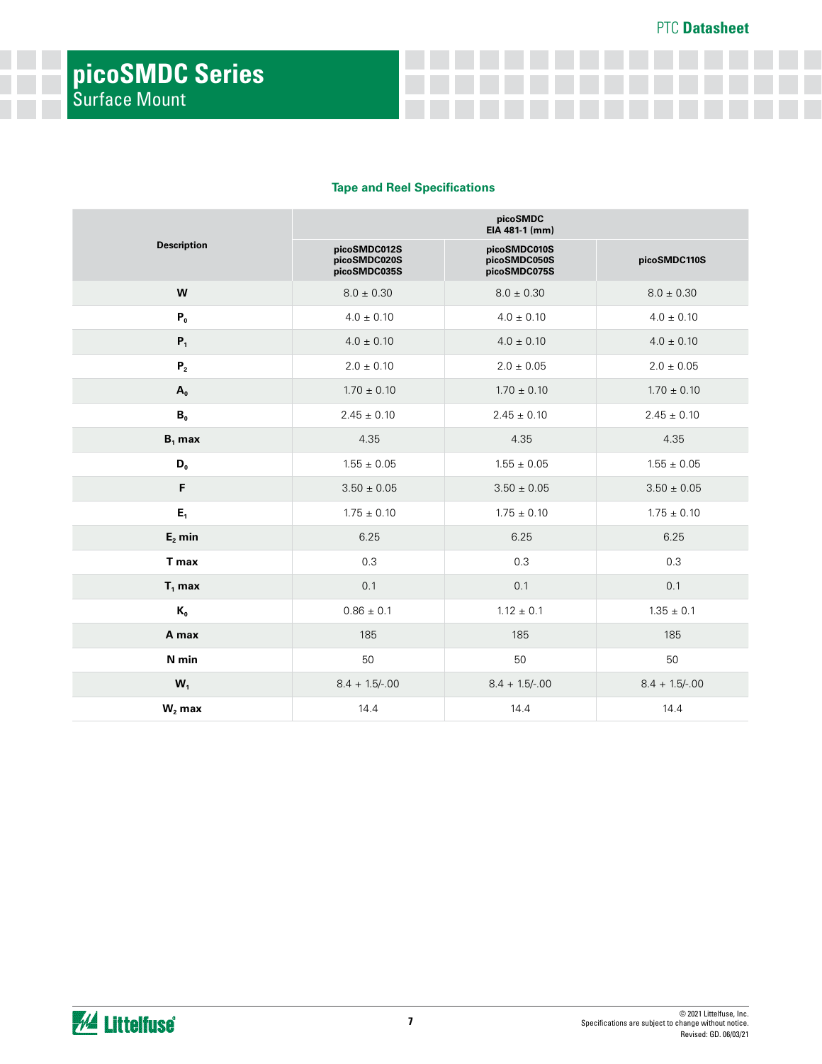# picoSMDC Series
Surface Mount

### Tape and Reel Specifications

| Description | picoSMDC EIA 481-1 (mm) | | |
|---|---|---|---|
| | picoSMDC012S picoSMDC020S picoSMDC035S | picoSMDC010S picoSMDC050S picoSMDC075S | picoSMDC110S |
| **W** | 8.0 ± 0.30 | 8.0 ± 0.30 | 8.0 ± 0.30 |
| **$P_0$** | 4.0 ± 0.10 | 4.0 ± 0.10 | 4.0 ± 0.10 |
| **$P_1$** | 4.0 ± 0.10 | 4.0 ± 0.10 | 4.0 ± 0.10 |
| **$P_2$** | 2.0 ± 0.10 | 2.0 ± 0.05 | 2.0 ± 0.05 |
| **$A_0$** | 1.70 ± 0.10 | 1.70 ± 0.10 | 1.70 ± 0.10 |
| **$B_0$** | 2.45 ± 0.10 | 2.45 ± 0.10 | 2.45 ± 0.10 |
| **$B_1$ max** | 4.35 | 4.35 | 4.35 |
| **$D_0$** | 1.55 ± 0.05 | 1.55 ± 0.05 | 1.55 ± 0.05 |
| **F** | 3.50 ± 0.05 | 3.50 ± 0.05 | 3.50 ± 0.05 |
| **$E_1$** | 1.75 ± 0.10 | 1.75 ± 0.10 | 1.75 ± 0.10 |
| **$E_2$ min** | 6.25 | 6.25 | 6.25 |
| **T max** | 0.3 | 0.3 | 0.3 |
| **$T_1$ max** | 0.1 | 0.1 | 0.1 |
| **$K_0$** | 0.86 ± 0.1 | 1.12 ± 0.1 | 1.35 ± 0.1 |
| **A max** | 185 | 185 | 185 |
| **N min** | 50 | 50 | 50 |
| **$W_1$** | 8.4 + 1.5/-.00 | 8.4 + 1.5/-.00 | 8.4 + 1.5/-.00 |
| **$W_2$ max** | 14.4 | 14.4 | 14.4 |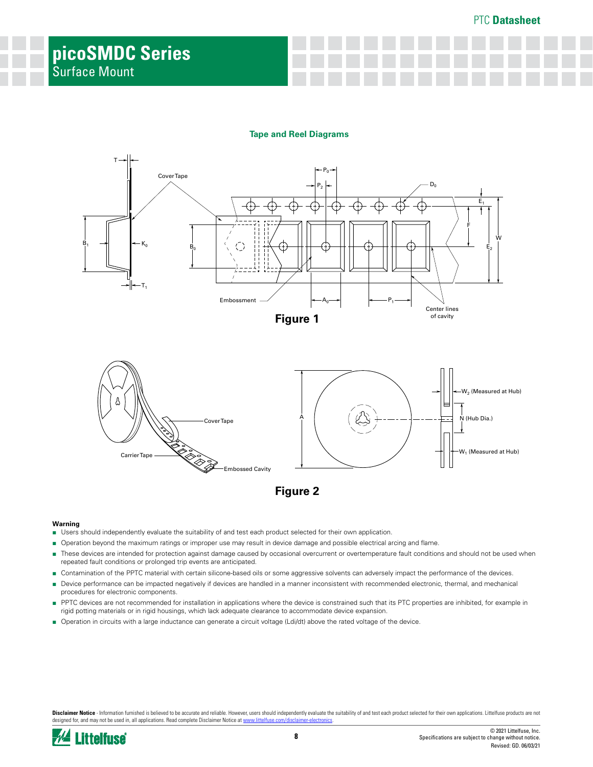## Tape and Reel Diagrams

T

Cover Tape

$P_0$

$P_2$

$D_0$

$E_1$

F

W

$E_2$

$B_1$

$K_0$

$B_0$

$T_1$

Embossment

$A_0$

$P_1$

Center lines of cavity

**Figure 1**

Cover Tape

Carrier Tape

Embossed Cavity

A

$W_2$ (Measured at Hub)

N (Hub Dia.)

$W_1$ (Measured at Hub)

**Figure 2**

**Warning**

- Users should independently evaluate the suitability of and test each product selected for their own application.
- Operation beyond the maximum ratings or improper use may result in device damage and possible electrical arcing and flame.
- These devices are intended for protection against damage caused by occasional overcurrent or overtemperature fault conditions and should not be used when repeated fault conditions or prolonged trip events are anticipated.
- Contamination of the PPTC material with certain silicone-based oils or some aggressive solvents can adversely impact the performance of the devices.
- Device performance can be impacted negatively if devices are handled in a manner inconsistent with recommended electronic, thermal, and mechanical procedures for electronic components.
- PPTC devices are not recommended for installation in applications where the device is constrained such that its PTC properties are inhibited, for example in rigid potting materials or in rigid housings, which lack adequate clearance to accommodate device expansion.
- Operation in circuits with a large inductance can generate a circuit voltage (Ldi/dt) above the rated voltage of the device.

**Disclaimer Notice** - Information furnished is believed to be accurate and reliable. However, users should independently evaluate the suitability of and test each product selected for their own applications. Littelfuse products are not designed for, and may not be used in, all applications. Read complete Disclaimer Notice at www.littelfuse.com/disclaimer-electronics.

© 2021 Littelfuse, Inc.
Specifications are subject to change without notice.
Revised: GD. 06/03/21